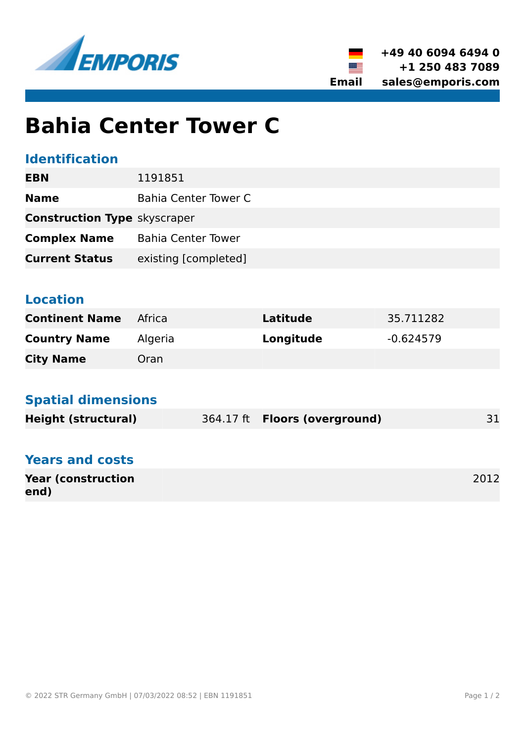EMPORIS

+49 40 6094 6494 0
+1 250 483 7089
Email sales@emporis.com

# Bahia Center Tower C

## Identification

| | |
|---|---|
| **EBN** | 1191851 |
| **Name** | Bahia Center Tower C |
| **Construction Type** | skyscraper |
| **Complex Name** | Bahia Center Tower |
| **Current Status** | existing [completed] |

## Location

| | | | |
|---|---|---|---|
| **Continent Name** | Africa | **Latitude** | 35.711282 |
| **Country Name** | Algeria | **Longitude** | -0.624579 |
| **City Name** | Oran | | |

## Spatial dimensions

| | | | |
|---|---|---|---|
| **Height (structural)** | 364.17 ft | **Floors (overground)** | 31 |

## Years and costs

| | |
|---|---|
| **Year (construction end)** | 2012 |

© 2022 STR Germany GmbH | 07/03/2022 08:52 | EBN 1191851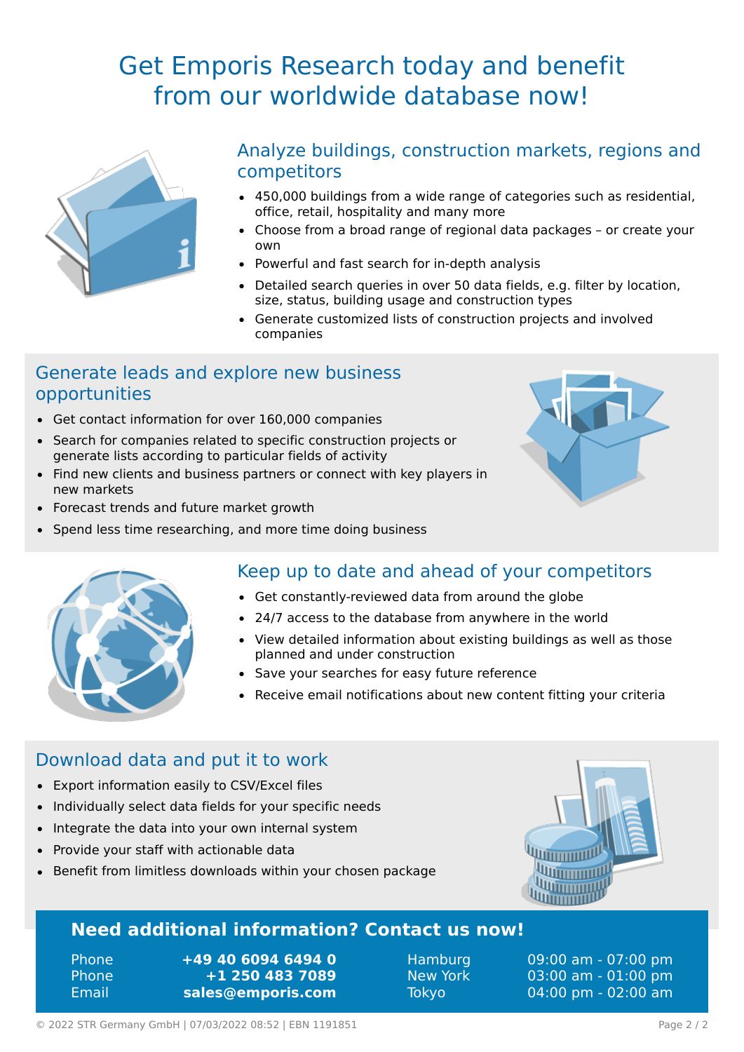# Get Emporis Research today and benefit from our worldwide database now!

## Analyze buildings, construction markets, regions and competitors

- 450,000 buildings from a wide range of categories such as residential, office, retail, hospitality and many more
- Choose from a broad range of regional data packages – or create your own
- Powerful and fast search for in-depth analysis
- Detailed search queries in over 50 data fields, e.g. filter by location, size, status, building usage and construction types
- Generate customized lists of construction projects and involved companies

## Generate leads and explore new business opportunities

- Get contact information for over 160,000 companies
- Search for companies related to specific construction projects or generate lists according to particular fields of activity
- Find new clients and business partners or connect with key players in new markets
- Forecast trends and future market growth
- Spend less time researching, and more time doing business

## Keep up to date and ahead of your competitors

- Get constantly-reviewed data from around the globe
- 24/7 access to the database from anywhere in the world
- View detailed information about existing buildings as well as those planned and under construction
- Save your searches for easy future reference
- Receive email notifications about new content fitting your criteria

## Download data and put it to work

- Export information easily to CSV/Excel files
- Individually select data fields for your specific needs
- Integrate the data into your own internal system
- Provide your staff with actionable data
- Benefit from limitless downloads within your chosen package

### Need additional information? Contact us now!

| | | | |
|---|---|---|---|
| Phone | **+49 40 6094 6494 0** | Hamburg | 09:00 am - 07:00 pm |
| Phone | **+1 250 483 7089** | New York | 03:00 am - 01:00 pm |
| Email | **sales@emporis.com** | Tokyo | 04:00 pm - 02:00 am |

© 2022 STR Germany GmbH | 07/03/2022 08:52 | EBN 1191851